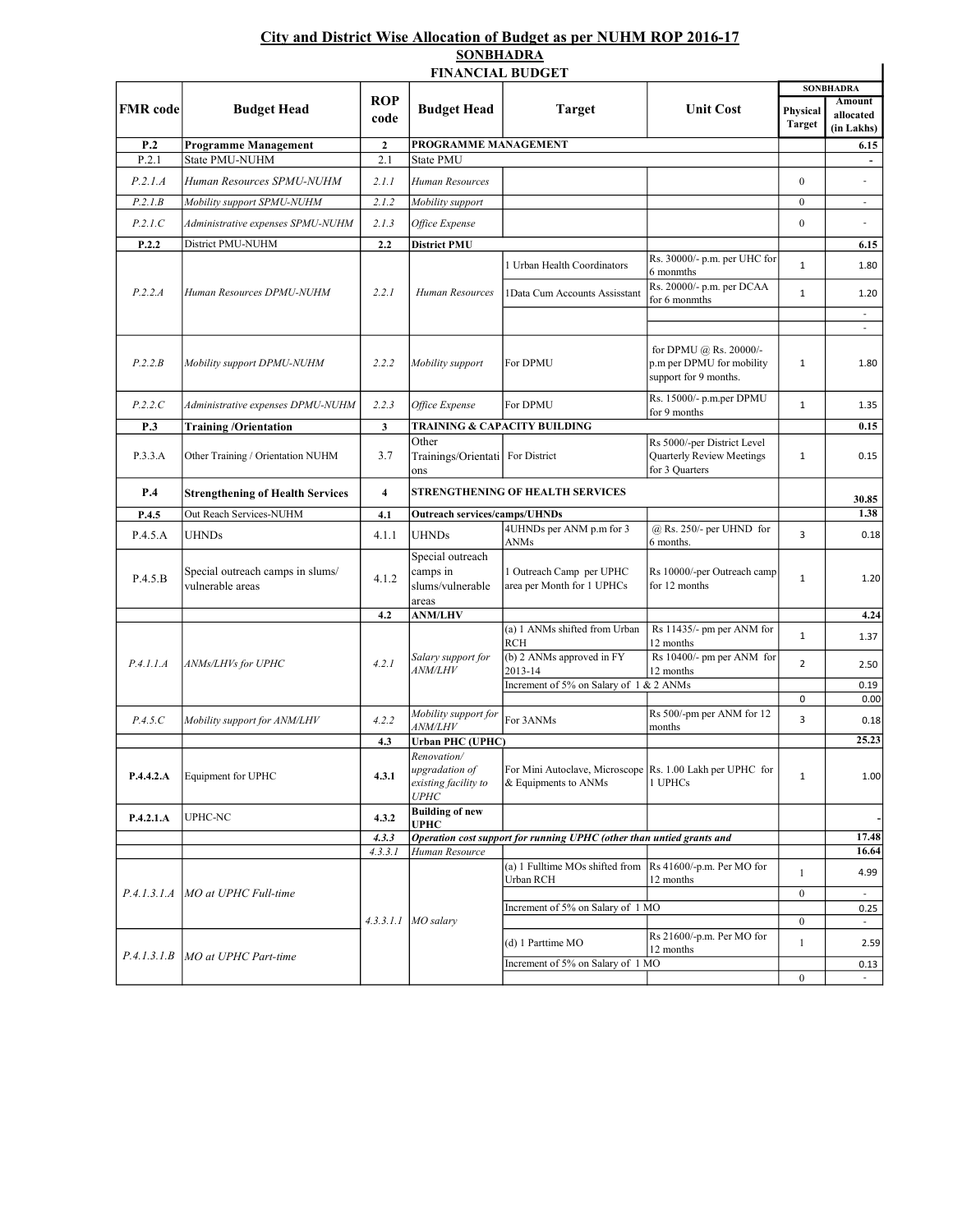# City and District Wise Allocation of Budget as per NUHM ROP 2016-17

## SONBHADRA

### FINANCIAL BUDGET

| FMR code | Budget Head | ROP code | Budget Head | Target | Unit Cost | SONBHADRA | |
|---|---|---|---|---|---|---|---|
| | | | | | | Physical Target | Amount allocated (in Lakhs) |
| **P.2** | **Programme Management** | **2** | **PROGRAMME MANAGEMENT** | | | | **6.15** |
| P.2.1 | State PMU-NUHM | 2.1 | State PMU | | | | **-** |
| *P.2.1.A* | *Human Resources SPMU-NUHM* | *2.1.1* | *Human Resources* | | | 0 | - |
| *P.2.1.B* | *Mobility support SPMU-NUHM* | *2.1.2* | *Mobility support* | | | 0 | - |
| *P.2.1.C* | *Administrative expenses SPMU-NUHM* | *2.1.3* | *Office Expense* | | | 0 | - |
| **P.2.2** | District PMU-NUHM | **2.2** | **District PMU** | | | | **6.15** |
| *P.2.2.A* | *Human Resources DPMU-NUHM* | *2.2.1* | *Human Resources* | 1 Urban Health Coordinators | Rs. 30000/- p.m. per UHC for 6 monmths | 1 | 1.80 |
| | | | | 1Data Cum Accounts Assisstant | Rs. 20000/- p.m. per DCAA for 6 monmths | 1 | 1.20 |
| | | | | | | | - |
| | | | | | | | - |
| *P.2.2.B* | *Mobility support DPMU-NUHM* | *2.2.2* | *Mobility support* | For DPMU | for DPMU @ Rs. 20000/- p.m per DPMU for mobility support for 9 months. | 1 | 1.80 |
| *P.2.2.C* | *Administrative expenses DPMU-NUHM* | *2.2.3* | *Office Expense* | For DPMU | Rs. 15000/- p.m.per DPMU for 9 months | 1 | 1.35 |
| **P.3** | **Training /Orientation** | **3** | **TRAINING & CAPACITY BUILDING** | | | | **0.15** |
| P.3.3.A | Other Training / Orientation NUHM | 3.7 | Other Trainings/Orientations | For District | Rs 5000/-per District Level Quarterly Review Meetings for 3 Quarters | 1 | 0.15 |
| **P.4** | **Strengthening of Health Services** | **4** | **STRENGTHENING OF HEALTH SERVICES** | | | | **30.85** |
| **P.4.5** | Out Reach Services-NUHM | **4.1** | **Outreach services/camps/UHNDs** | | | | **1.38** |
| P.4.5.A | UHNDs | 4.1.1 | UHNDs | 4UHNDs per ANM p.m for 3 ANMs | @ Rs. 250/- per UHND for 6 months. | 3 | 0.18 |
| P.4.5.B | Special outreach camps in slums/ vulnerable areas | 4.1.2 | Special outreach camps in slums/vulnerable areas | 1 Outreach Camp per UPHC area per Month for 1 UPHCs | Rs 10000/-per Outreach camp for 12 months | 1 | 1.20 |
| | | **4.2** | **ANM/LHV** | | | | **4.24** |
| *P.4.1.1.A* | *ANMs/LHVs for UPHC* | *4.2.1* | *Salary support for ANM/LHV* | (a) 1 ANMs shifted from Urban RCH | Rs 11435/- pm per ANM for 12 months | 1 | 1.37 |
| | | | | (b) 2 ANMs approved in FY 2013-14 | Rs 10400/- pm per ANM for 12 months | 2 | 2.50 |
| | | | | Increment of 5% on Salary of 1 & 2 ANMs | | | 0.19 |
| | | | | | | 0 | 0.00 |
| *P.4.5.C* | *Mobility support for ANM/LHV* | *4.2.2* | *Mobility support for ANM/LHV* | For 3ANMs | Rs 500/-pm per ANM for 12 months | 3 | 0.18 |
| | | **4.3** | **Urban PHC (UPHC)** | | | | **25.23** |
| **P.4.4.2.A** | Equipment for UPHC | **4.3.1** | *Renovation/ upgradation of existing facility to UPHC* | For Mini Autoclave, Microscope & Equipments to ANMs | Rs. 1.00 Lakh per UPHC for 1 UPHCs | 1 | 1.00 |
| **P.4.2.1.A** | UPHC-NC | **4.3.2** | **Building of new UPHC** | | | | **-** |
| | | ***4.3.3*** | ***Operation cost support for running UPHC (other than untied grants and*** | | | | **17.48** |
| | | *4.3.3.1* | *Human Resource* | | | | **16.64** |
| *P.4.1.3.1.A* | *MO at UPHC Full-time* | *4.3.3.1.1* | *MO salary* | (a) 1 Fulltime MOs shifted from Urban RCH | Rs 41600/-p.m. Per MO for 12 months | 1 | 4.99 |
| | | | | | | 0 | - |
| | | | | Increment of 5% on Salary of 1 MO | | | 0.25 |
| | | | | | | 0 | - |
| *P.4.1.3.1.B* | *MO at UPHC Part-time* | | | (d) 1 Parttime MO | Rs 21600/-p.m. Per MO for 12 months | 1 | 2.59 |
| | | | | Increment of 5% on Salary of 1 MO | | | 0.13 |
| | | | | | | 0 | - |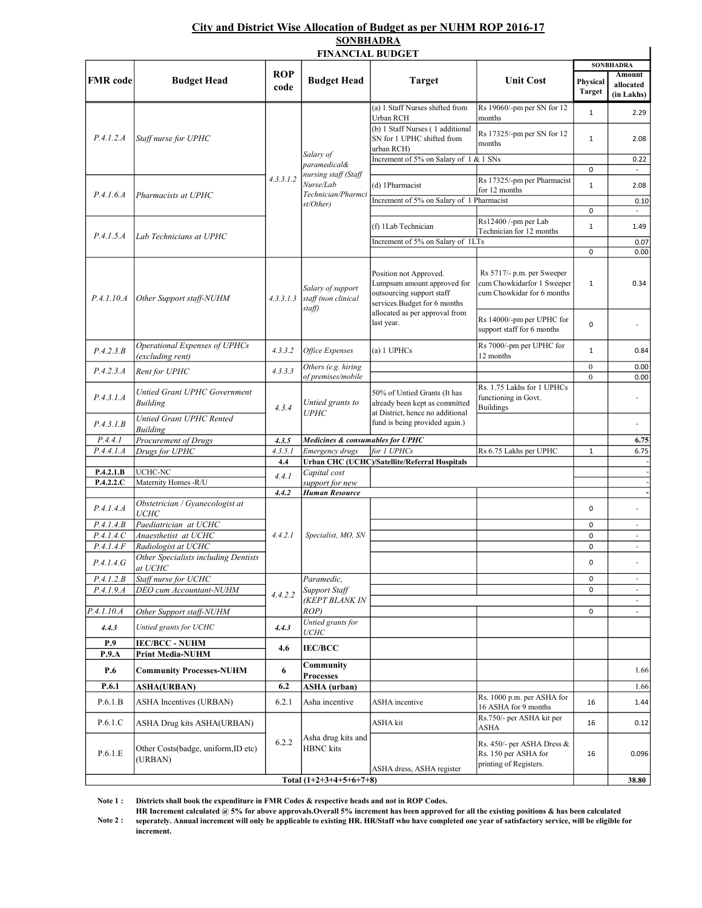## City and District Wise Allocation of Budget as per NUHM ROP 2016-17

### SONBHADRA

### FINANCIAL BUDGET

| FMR code | Budget Head | ROP code | Budget Head | Target | Unit Cost | SONBHADRA Physical Target | SONBHADRA Amount allocated (in Lakhs) |
|---|---|---|---|---|---|---|---|
| P.4.1.2.A | Staff nurse for UPHC | 4.3.3.1.2 | Salary of paramedical& nursing staff (Staff Nurse/Lab Technician/Pharmcist/Other) | (a) 1 Staff Nurses shifted from Urban RCH | Rs 19060/-pm per SN for 12 months | 1 | 2.29 |
| | | | | (b) 1 Staff Nurses ( 1 additional SN for 1 UPHC shifted from urban RCH) | Rs 17325/-pm per SN for 12 months | 1 | 2.08 |
| | | | | Increment of 5% on Salary of 1 & 1 SNs | | | 0.22 |
| | | | | | | 0 | - |
| P.4.1.6.A | Pharmacists at UPHC | | | (d) 1Pharmacist | Rs 17325/-pm per Pharmacist for 12 months | 1 | 2.08 |
| | | | | Increment of 5% on Salary of 1 Pharmacist | | | 0.10 |
| | | | | | | 0 | - |
| P.4.1.5.A | Lab Technicians at UPHC | | | (f) 1Lab Technician | Rs12400 /-pm per Lab Technician for 12 months | 1 | 1.49 |
| | | | | Increment of 5% on Salary of 1LTs | | | 0.07 |
| | | | | | | 0 | 0.00 |
| P.4.1.10.A | Other Support staff-NUHM | 4.3.3.1.3 | Salary of support staff (non clinical staff) | Position not Approved. Lumpsum amount approved for outsourcing support staff services.Budget for 6 months allocated as per approval from last year. | Rs 5717/- p.m. per Sweeper cum Chowkidarfor 1 Sweeper cum Chowkidar for 6 months | 1 | 0.34 |
| | | | | | Rs 14000/-pm per UPHC for support staff for 6 months | 0 | - |
| P.4.2.3.B | Operational Expenses of UPHCs (excluding rent) | 4.3.3.2 | Office Expenses | (a) 1 UPHCs | Rs 7000/-pm per UPHC for 12 months | 1 | 0.84 |
| P.4.2.3.A | Rent for UPHC | 4.3.3.3 | Others (e.g. hiring of premises/mobile | | | 0 | 0.00 |
| | | | | | | 0 | 0.00 |
| P.4.3.1.A | Untied Grant UPHC Government Building | 4.3.4 | Untied grants to UPHC | 50% of Untied Grants (It has already been kept as committed at District, hence no additional fund is being provided again.) | Rs. 1.75 Lakhs for 1 UPHCs functioning in Govt. Buildings | | - |
| P.4.3.1.B | Untied Grant UPHC Rented Building | | | | | | - |
| P.4.4.1 | Procurement of Drugs | 4.3.5 | **Medicines & consumables for UPHC** | | | | **6.75** |
| P.4.4.1.A | Drugs for UPHC | 4.3.5.1 | Emergency drugs | for 1 UPHCs | Rs 6.75 Lakhs per UPHC | 1 | 6.75 |
| | | **4.4** | **Urban CHC (UCHC)/Satellite/Referral Hospitals** | | | | - |
| **P.4.2.1.B** | UCHC-NC | 4.4.1 | Capital cost support for new | | | | - |
| **P.4.2.2.C** | Maternity Homes -R/U | | | | | | - |
| | | **4.4.2** | **Human Resource** | | | | **-** |
| P.4.1.4.A | Obstetrician / Gyanecologist at UCHC | 4.4.2.1 | Specialist, MO, SN | | | 0 | - |
| P.4.1.4.B | Paediatrician at UCHC | | | | | 0 | - |
| P.4.1.4.C | Anaesthetist at UCHC | | | | | 0 | - |
| P.4.1.4.F | Radiologist at UCHC | | | | | 0 | - |
| P.4.1.4.G | Other Specialists including Dentists at UCHC | | | | | 0 | - |
| P.4.1.2.B | Staff nurse for UCHC | 4.4.2.2 | Paramedic, Support Staff (KEPT BLANK IN ROP) | | | 0 | - |
| P.4.1.9.A | DEO cum Accountant-NUHM | | | | | 0 | - |
| | | | | | | | - |
| P.4.1.10.A | Other Support staff-NUHM | | | | | 0 | - |
| **4.4.3** | Untied grants for UCHC | **4.4.3** | Untied grants for UCHC | | | | |
| **P.9** | **IEC/BCC - NUHM** | **4.6** | **IEC/BCC** | | | | |
| **P.9.A** | **Print Media-NUHM** | | | | | | |
| **P.6** | **Community Processes-NUHM** | **6** | **Community Processes** | | | | 1.66 |
| **P.6.1** | **ASHA(URBAN)** | **6.2** | **ASHA (urban)** | | | | 1.66 |
| P.6.1.B | ASHA Incentives (URBAN) | 6.2.1 | Asha incentive | ASHA incentive | Rs. 1000 p.m. per ASHA for 16 ASHA for 9 months | 16 | 1.44 |
| P.6.1.C | ASHA Drug kits ASHA(URBAN) | 6.2.2 | Asha drug kits and HBNC kits | ASHA kit | Rs.750/- per ASHA kit per ASHA | 16 | 0.12 |
| P.6.1.E | Other Costs(badge, uniform,ID etc) (URBAN) | | | ASHA dress, ASHA register | Rs. 450/- per ASHA Dress & Rs. 150 per ASHA for printing of Registers. | 16 | 0.096 |
| | | | **Total (1+2+3+4+5+6+7+8)** | | | | **38.80** |

**Note 1 :** **Districts shall book the expenditure in FMR Codes & respective heads and not in ROP Codes.**

**Note 2 :** **HR Increment calculated @ 5% for above approvals.Overall 5% increment has been approved for all the existing positions & has been calculated seperately. Annual increment will only be applicable to existing HR. HR/Staff who have completed one year of satisfactory service, will be eligible for increment.**